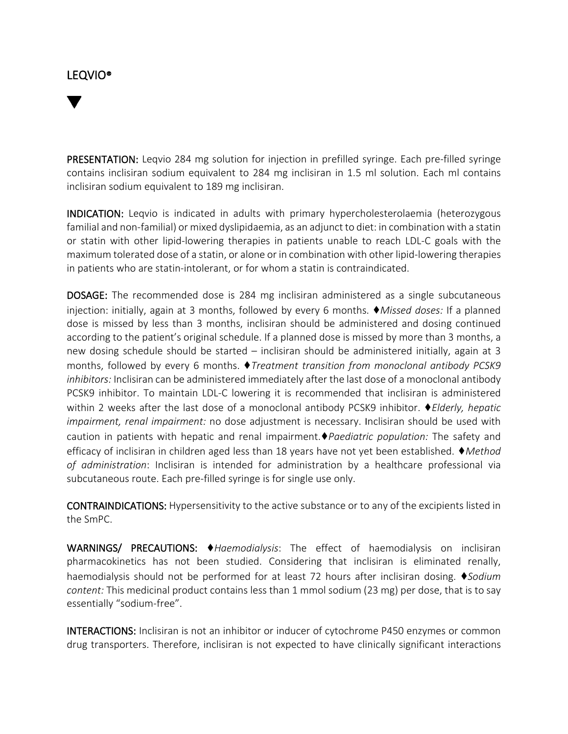# LEQVIO®

▼

**PRESENTATION:** Leqvio 284 mg solution for injection in prefilled syringe. Each pre-filled syringe contains inclisiran sodium equivalent to 284 mg inclisiran in 1.5 ml solution. Each ml contains inclisiran sodium equivalent to 189 mg inclisiran.

**INDICATION:** Leqvio is indicated in adults with primary hypercholesterolaemia (heterozygous familial and non-familial) or mixed dyslipidaemia, as an adjunct to diet: in combination with a statin or statin with other lipid-lowering therapies in patients unable to reach LDL-C goals with the maximum tolerated dose of a statin, or alone or in combination with other lipid-lowering therapies in patients who are statin-intolerant, or for whom a statin is contraindicated.

**DOSAGE:** The recommended dose is 284 mg inclisiran administered as a single subcutaneous injection: initially, again at 3 months, followed by every 6 months. ♦*Missed doses:* If a planned dose is missed by less than 3 months, inclisiran should be administered and dosing continued according to the patient's original schedule. If a planned dose is missed by more than 3 months, a new dosing schedule should be started – inclisiran should be administered initially, again at 3 months, followed by every 6 months. ♦*Treatment transition from monoclonal antibody PCSK9 inhibitors:* Inclisiran can be administered immediately after the last dose of a monoclonal antibody PCSK9 inhibitor. To maintain LDL-C lowering it is recommended that inclisiran is administered within 2 weeks after the last dose of a monoclonal antibody PCSK9 inhibitor. ♦*Elderly, hepatic impairment, renal impairment:* no dose adjustment is necessary. Inclisiran should be used with caution in patients with hepatic and renal impairment.♦*Paediatric population:* The safety and efficacy of inclisiran in children aged less than 18 years have not yet been established. ♦*Method of administration*: Inclisiran is intended for administration by a healthcare professional via subcutaneous route. Each pre-filled syringe is for single use only.

**CONTRAINDICATIONS:** Hypersensitivity to the active substance or to any of the excipients listed in the SmPC.

**WARNINGS/ PRECAUTIONS:** ♦*Haemodialysis*: The effect of haemodialysis on inclisiran pharmacokinetics has not been studied. Considering that inclisiran is eliminated renally, haemodialysis should not be performed for at least 72 hours after inclisiran dosing. ♦*Sodium content:* This medicinal product contains less than 1 mmol sodium (23 mg) per dose, that is to say essentially "sodium-free".

**INTERACTIONS:** Inclisiran is not an inhibitor or inducer of cytochrome P450 enzymes or common drug transporters. Therefore, inclisiran is not expected to have clinically significant interactions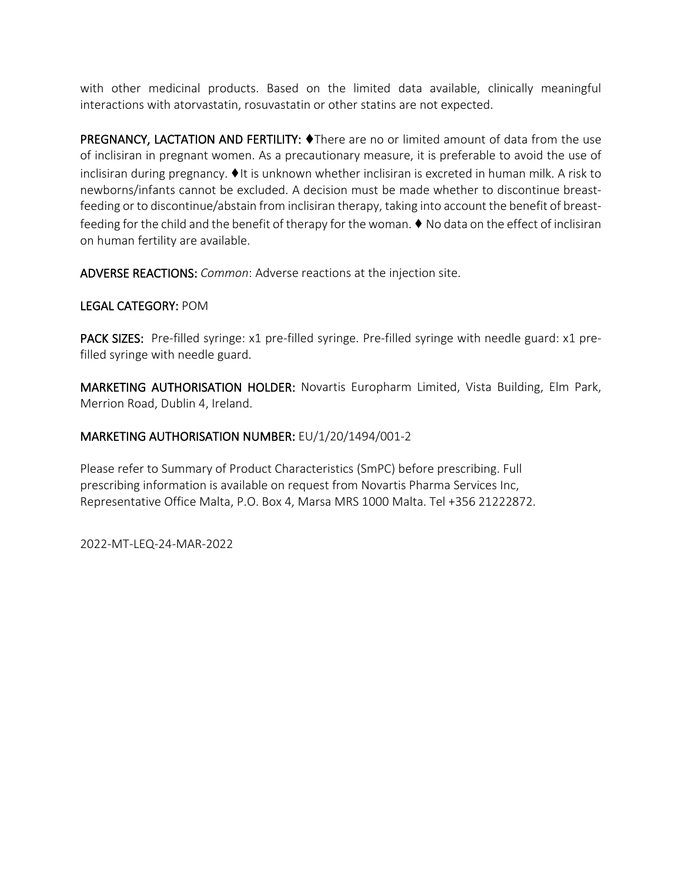with other medicinal products. Based on the limited data available, clinically meaningful interactions with atorvastatin, rosuvastatin or other statins are not expected.

**PREGNANCY, LACTATION AND FERTILITY:** ♦There are no or limited amount of data from the use of inclisiran in pregnant women. As a precautionary measure, it is preferable to avoid the use of inclisiran during pregnancy. ♦It is unknown whether inclisiran is excreted in human milk. A risk to newborns/infants cannot be excluded. A decision must be made whether to discontinue breast-feeding or to discontinue/abstain from inclisiran therapy, taking into account the benefit of breast-feeding for the child and the benefit of therapy for the woman. ♦ No data on the effect of inclisiran on human fertility are available.

**ADVERSE REACTIONS:** *Common*: Adverse reactions at the injection site.

**LEGAL CATEGORY:** POM

**PACK SIZES:** Pre-filled syringe: x1 pre-filled syringe. Pre-filled syringe with needle guard: x1 pre-filled syringe with needle guard.

**MARKETING AUTHORISATION HOLDER:** Novartis Europharm Limited, Vista Building, Elm Park, Merrion Road, Dublin 4, Ireland.

**MARKETING AUTHORISATION NUMBER:** EU/1/20/1494/001-2

Please refer to Summary of Product Characteristics (SmPC) before prescribing. Full prescribing information is available on request from Novartis Pharma Services Inc, Representative Office Malta, P.O. Box 4, Marsa MRS 1000 Malta. Tel +356 21222872.

2022-MT-LEQ-24-MAR-2022